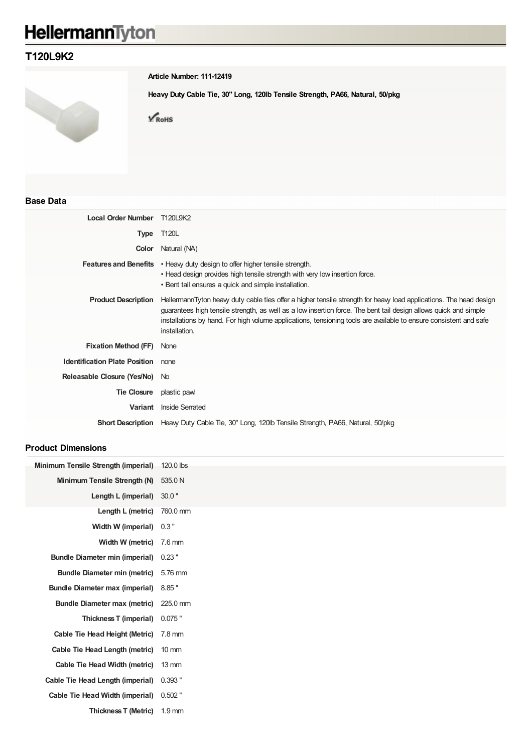# HellermannTyton

## T120L9K2

**Article Number: 111-12419**

**Heavy Duty Cable Tie, 30" Long, 120lb Tensile Strength, PA66, Natural, 50/pkg**

RoHS

### Base Data

| | |
|---|---|
| **Local Order Number** | T120L9K2 |
| **Type** | T120L |
| **Color** | Natural (NA) |
| **Features and Benefits** | • Heavy duty design to offer higher tensile strength.<br>• Head design provides high tensile strength with very low insertion force.<br>• Bent tail ensures a quick and simple installation. |
| **Product Description** | HellermannTyton heavy duty cable ties offer a higher tensile strength for heavy load applications. The head design guarantees high tensile strength, as well as a low insertion force. The bent tail design allows quick and simple installations by hand. For high volume applications, tensioning tools are available to ensure consistent and safe installation. |
| **Fixation Method (FF)** | None |
| **Identification Plate Position** | none |
| **Releasable Closure (Yes/No)** | No |
| **Tie Closure** | plastic pawl |
| **Variant** | Inside Serrated |
| **Short Description** | Heavy Duty Cable Tie, 30" Long, 120lb Tensile Strength, PA66, Natural, 50/pkg |

### Product Dimensions

| | |
|---|---|
| **Minimum Tensile Strength (imperial)** | 120.0 lbs |
| **Minimum Tensile Strength (N)** | 535.0 N |
| **Length L (imperial)** | 30.0 " |
| **Length L (metric)** | 760.0 mm |
| **Width W (imperial)** | 0.3 " |
| **Width W (metric)** | 7.6 mm |
| **Bundle Diameter min (imperial)** | 0.23 " |
| **Bundle Diameter min (metric)** | 5.76 mm |
| **Bundle Diameter max (imperial)** | 8.85 " |
| **Bundle Diameter max (metric)** | 225.0 mm |
| **Thickness T (imperial)** | 0.075 " |
| **Cable Tie Head Height (Metric)** | 7.8 mm |
| **Cable Tie Head Length (metric)** | 10 mm |
| **Cable Tie Head Width (metric)** | 13 mm |
| **Cable Tie Head Length (imperial)** | 0.393 " |
| **Cable Tie Head Width (imperial)** | 0.502 " |
| **Thickness T (Metric)** | 1.9 mm |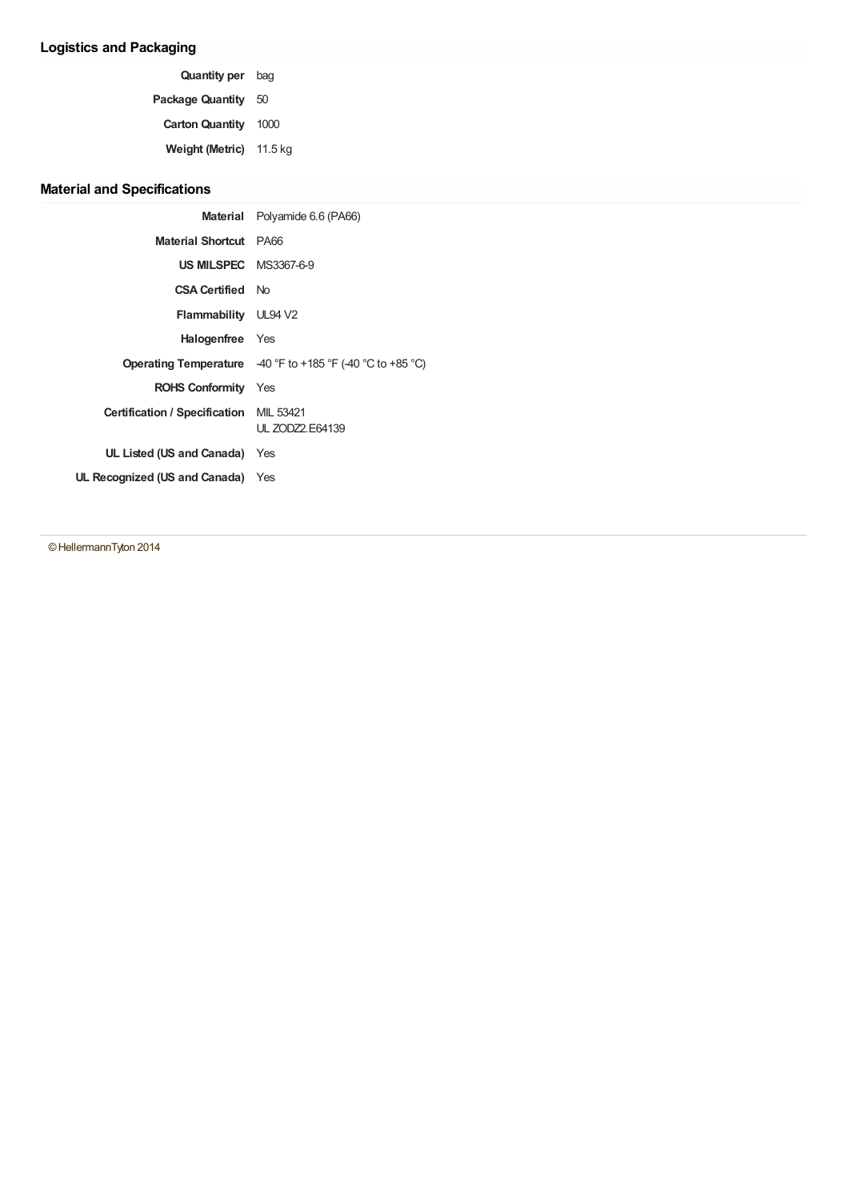## Logistics and Packaging

| | |
|---|---|
| **Quantity per** | bag |
| **Package Quantity** | 50 |
| **Carton Quantity** | 1000 |
| **Weight (Metric)** | 11.5 kg |

## Material and Specifications

| | |
|---|---|
| **Material** | Polyamide 6.6 (PA66) |
| **Material Shortcut** | PA66 |
| **US MILSPEC** | MS3367-6-9 |
| **CSA Certified** | No |
| **Flammability** | UL94 V2 |
| **Halogenfree** | Yes |
| **Operating Temperature** | -40 °F to +185 °F (-40 °C to +85 °C) |
| **ROHS Conformity** | Yes |
| **Certification / Specification** | MIL 53421<br>UL ZODZ2.E64139 |
| **UL Listed (US and Canada)** | Yes |
| **UL Recognized (US and Canada)** | Yes |

© HellermannTyton 2014